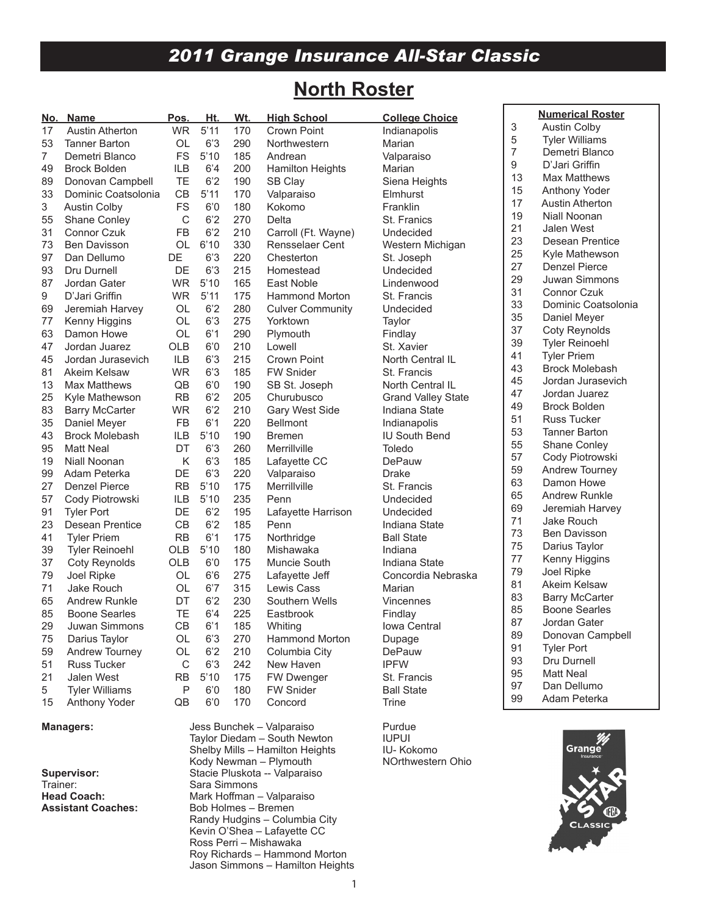# 2011 Grange Insurance All-Star Classic

## North Roster

| No. | Name | Pos. | Ht. | Wt. | High School | College Choice |
|---|---|---|---|---|---|---|
| 17 | Austin Atherton | WR | 5'11 | 170 | Crown Point | Indianapolis |
| 53 | Tanner Barton | OL | 6'3 | 290 | Northwestern | Marian |
| 7 | Demetri Blanco | FS | 5'10 | 185 | Andrean | Valparaiso |
| 49 | Brock Bolden | ILB | 6'4 | 200 | Hamilton Heights | Marian |
| 89 | Donovan Campbell | TE | 6'2 | 190 | SB Clay | Siena Heights |
| 33 | Dominic Coatsolonia | CB | 5'11 | 170 | Valparaiso | Elmhurst |
| 3 | Austin Colby | FS | 6'0 | 180 | Kokomo | Franklin |
| 55 | Shane Conley | C | 6'2 | 270 | Delta | St. Frnaics |
| 31 | Connor Czuk | FB | 6'2 | 210 | Carroll (Ft. Wayne) | Undecided |
| 73 | Ben Davisson | OL | 6'10 | 330 | Rensselaer Cent | Western Michigan |
| 97 | Dan Dellumo | DE | 6'3 | 220 | Chesterton | St. Joseph |
| 93 | Dru Durnell | DE | 6'3 | 215 | Homestead | Undecided |
| 87 | Jordan Gater | WR | 5'10 | 165 | East Noble | Lindenwood |
| 9 | D'Jari Griffin | WR | 5'11 | 175 | Hammond Morton | St. Francis |
| 69 | Jeremiah Harvey | OL | 6'2 | 280 | Culver Community | Undecided |
| 77 | Kenny Higgins | OL | 6'3 | 275 | Yorktown | Taylor |
| 63 | Damon Howe | OL | 6'1 | 290 | Plymouth | Findlay |
| 47 | Jordan Juarez | OLB | 6'0 | 210 | Lowell | St. Xavier |
| 45 | Jordan Jurasevich | ILB | 6'3 | 215 | Crown Point | North Central IL |
| 81 | Akeim Kelsaw | WR | 6'3 | 185 | FW Snider | St. Francis |
| 13 | Max Matthews | QB | 6'0 | 190 | SB St. Joseph | North Central IL |
| 25 | Kyle Mathewson | RB | 6'2 | 205 | Churubusco | Grand Valley State |
| 83 | Barry McCarter | WR | 6'2 | 210 | Gary West Side | Indiana State |
| 35 | Daniel Meyer | FB | 6'1 | 220 | Bellmont | Indianapolis |
| 43 | Brock Molebash | ILB | 5'10 | 190 | Bremen | IU South Bend |
| 95 | Matt Neal | DT | 6'3 | 260 | Merrillville | Toledo |
| 19 | Niall Noonan | K | 6'3 | 185 | Lafayette CC | DePauw |
| 99 | Adam Peterka | DE | 6'3 | 220 | Valparaiso | Drake |
| 27 | Denzel Pierce | RB | 5'10 | 175 | Merrillville | St. Francis |
| 57 | Cody Piotrowski | ILB | 5'10 | 235 | Penn | Undecided |
| 91 | Tyler Port | DE | 6'2 | 195 | Lafayette Harrison | Undecided |
| 23 | Desean Prentice | CB | 6'2 | 185 | Penn | Indiana State |
| 41 | Tyler Priem | RB | 6'1 | 175 | Northridge | Ball State |
| 39 | Tyler Reinoehl | OLB | 5'10 | 180 | Mishawaka | Indiana |
| 37 | Coty Reynolds | OLB | 6'0 | 175 | Muncie South | Indiana State |
| 79 | Joel Ripke | OL | 6'6 | 275 | Lafayette Jeff | Concordia Nebraska |
| 71 | Jake Rouch | OL | 6'7 | 315 | Lewis Cass | Marian |
| 65 | Andrew Runkle | DT | 6'2 | 230 | Southern Wells | Vincennes |
| 85 | Boone Searles | TE | 6'4 | 225 | Eastbrook | Findlay |
| 29 | Juwan Simmons | CB | 6'1 | 185 | Whiting | Iowa Central |
| 75 | Darius Taylor | OL | 6'3 | 270 | Hammond Morton | Dupage |
| 59 | Andrew Tourney | OL | 6'2 | 210 | Columbia City | DePauw |
| 51 | Russ Tucker | C | 6'3 | 242 | New Haven | IPFW |
| 21 | Jalen West | RB | 5'10 | 175 | FW Dwenger | St. Francis |
| 5 | Tyler Williams | P | 6'0 | 180 | FW Snider | Ball State |
| 15 | Anthony Yoder | QB | 6'0 | 170 | Concord | Trine |

**Managers:**
Jess Bunchek – Valparaiso — Purdue
Taylor Diedam – South Newton — IUPUI
Shelby Mills – Hamilton Heights — IU- Kokomo
Kody Newman – Plymouth — NOrthwestern Ohio

**Supervisor:** Stacie Pluskota -- Valparaiso

Trainer: Sara Simmons

**Head Coach:** Mark Hoffman – Valparaiso

**Assistant Coaches:**
Bob Holmes – Bremen
Randy Hudgins – Columbia City
Kevin O'Shea – Lafayette CC
Ross Perri – Mishawaka
Roy Richards – Hammond Morton
Jason Simmons – Hamilton Heights

### Numerical Roster

| No. | Name |
|---|---|
| 3 | Austin Colby |
| 5 | Tyler Williams |
| 7 | Demetri Blanco |
| 9 | D'Jari Griffin |
| 13 | Max Matthews |
| 15 | Anthony Yoder |
| 17 | Austin Atherton |
| 19 | Niall Noonan |
| 21 | Jalen West |
| 23 | Desean Prentice |
| 25 | Kyle Mathewson |
| 27 | Denzel Pierce |
| 29 | Juwan Simmons |
| 31 | Connor Czuk |
| 33 | Dominic Coatsolonia |
| 35 | Daniel Meyer |
| 37 | Coty Reynolds |
| 39 | Tyler Reinoehl |
| 41 | Tyler Priem |
| 43 | Brock Molebash |
| 45 | Jordan Jurasevich |
| 47 | Jordan Juarez |
| 49 | Brock Bolden |
| 51 | Russ Tucker |
| 53 | Tanner Barton |
| 55 | Shane Conley |
| 57 | Cody Piotrowski |
| 59 | Andrew Tourney |
| 63 | Damon Howe |
| 65 | Andrew Runkle |
| 69 | Jeremiah Harvey |
| 71 | Jake Rouch |
| 73 | Ben Davisson |
| 75 | Darius Taylor |
| 77 | Kenny Higgins |
| 79 | Joel Ripke |
| 81 | Akeim Kelsaw |
| 83 | Barry McCarter |
| 85 | Boone Searles |
| 87 | Jordan Gater |
| 89 | Donovan Campbell |
| 91 | Tyler Port |
| 93 | Dru Durnell |
| 95 | Matt Neal |
| 97 | Dan Dellumo |
| 99 | Adam Peterka |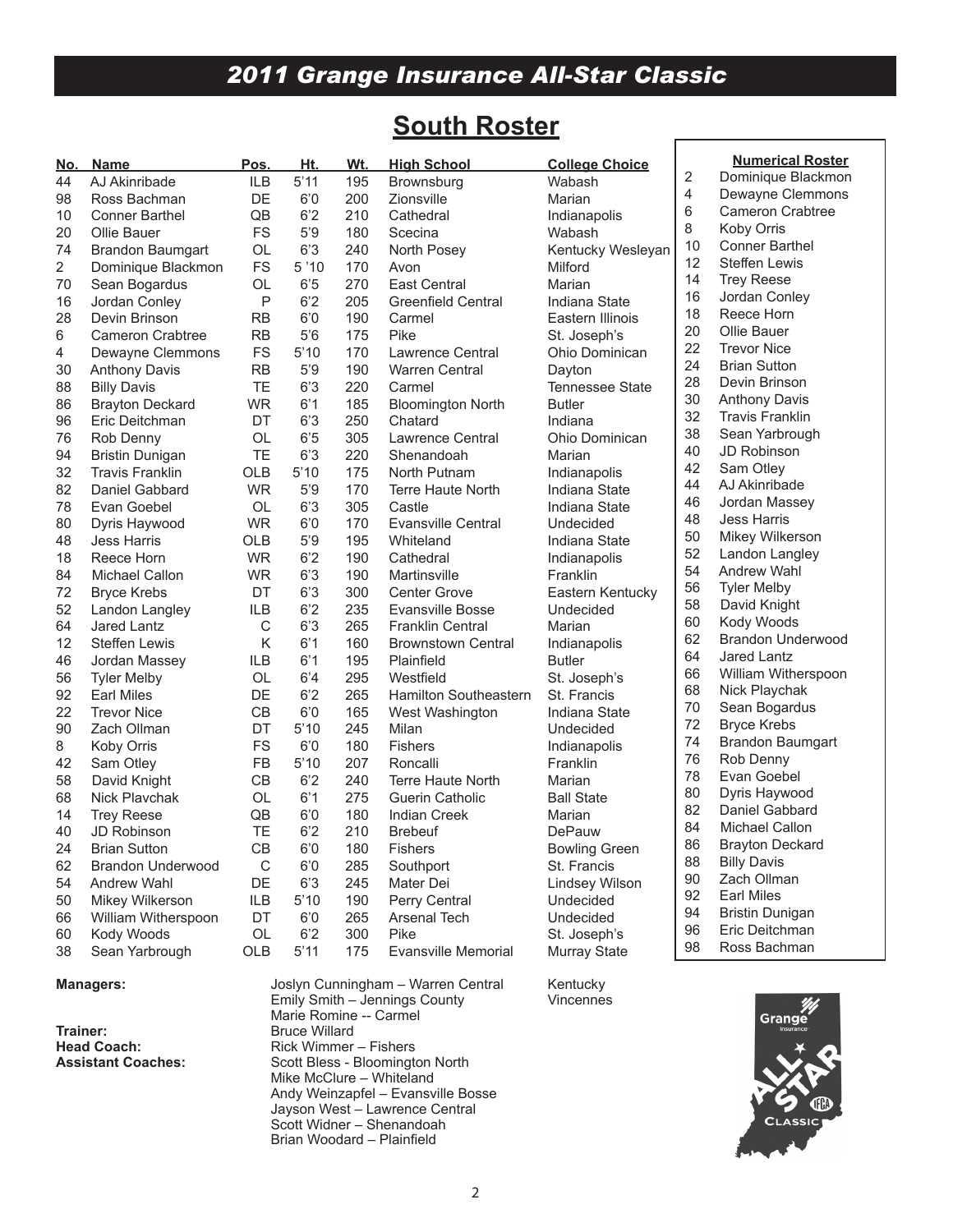## 2011 Grange Insurance All-Star Classic

# South Roster

| No. | Name | Pos. | Ht. | Wt. | High School | College Choice |
|---|---|---|---|---|---|---|
| 44 | AJ Akinribade | ILB | 5'11 | 195 | Brownsburg | Wabash |
| 98 | Ross Bachman | DE | 6'0 | 200 | Zionsville | Marian |
| 10 | Conner Barthel | QB | 6'2 | 210 | Cathedral | Indianapolis |
| 20 | Ollie Bauer | FS | 5'9 | 180 | Scecina | Wabash |
| 74 | Brandon Baumgart | OL | 6'3 | 240 | North Posey | Kentucky Wesleyan |
| 2 | Dominique Blackmon | FS | 5 '10 | 170 | Avon | Milford |
| 70 | Sean Bogardus | OL | 6'5 | 270 | East Central | Marian |
| 16 | Jordan Conley | P | 6'2 | 205 | Greenfield Central | Indiana State |
| 28 | Devin Brinson | RB | 6'0 | 190 | Carmel | Eastern Illinois |
| 6 | Cameron Crabtree | RB | 5'6 | 175 | Pike | St. Joseph's |
| 4 | Dewayne Clemmons | FS | 5'10 | 170 | Lawrence Central | Ohio Dominican |
| 30 | Anthony Davis | RB | 5'9 | 190 | Warren Central | Dayton |
| 88 | Billy Davis | TE | 6'3 | 220 | Carmel | Tennessee State |
| 86 | Brayton Deckard | WR | 6'1 | 185 | Bloomington North | Butler |
| 96 | Eric Deitchman | DT | 6'3 | 250 | Chatard | Indiana |
| 76 | Rob Denny | OL | 6'5 | 305 | Lawrence Central | Ohio Dominican |
| 94 | Bristin Dunigan | TE | 6'3 | 220 | Shenandoah | Marian |
| 32 | Travis Franklin | OLB | 5'10 | 175 | North Putnam | Indianapolis |
| 82 | Daniel Gabbard | WR | 5'9 | 170 | Terre Haute North | Indiana State |
| 78 | Evan Goebel | OL | 6'3 | 305 | Castle | Indiana State |
| 80 | Dyris Haywood | WR | 6'0 | 170 | Evansville Central | Undecided |
| 48 | Jess Harris | OLB | 5'9 | 195 | Whiteland | Indiana State |
| 18 | Reece Horn | WR | 6'2 | 190 | Cathedral | Indianapolis |
| 84 | Michael Callon | WR | 6'3 | 190 | Martinsville | Franklin |
| 72 | Bryce Krebs | DT | 6'3 | 300 | Center Grove | Eastern Kentucky |
| 52 | Landon Langley | ILB | 6'2 | 235 | Evansville Bosse | Undecided |
| 64 | Jared Lantz | C | 6'3 | 265 | Franklin Central | Marian |
| 12 | Steffen Lewis | K | 6'1 | 160 | Brownstown Central | Indianapolis |
| 46 | Jordan Massey | ILB | 6'1 | 195 | Plainfield | Butler |
| 56 | Tyler Melby | OL | 6'4 | 295 | Westfield | St. Joseph's |
| 92 | Earl Miles | DE | 6'2 | 265 | Hamilton Southeastern | St. Francis |
| 22 | Trevor Nice | CB | 6'0 | 165 | West Washington | Indiana State |
| 90 | Zach Ollman | DT | 5'10 | 245 | Milan | Undecided |
| 8 | Koby Orris | FS | 6'0 | 180 | Fishers | Indianapolis |
| 42 | Sam Otley | FB | 5'10 | 207 | Roncalli | Franklin |
| 58 | David Knight | CB | 6'2 | 240 | Terre Haute North | Marian |
| 68 | Nick Plavchak | OL | 6'1 | 275 | Guerin Catholic | Ball State |
| 14 | Trey Reese | QB | 6'0 | 180 | Indian Creek | Marian |
| 40 | JD Robinson | TE | 6'2 | 210 | Brebeuf | DePauw |
| 24 | Brian Sutton | CB | 6'0 | 180 | Fishers | Bowling Green |
| 62 | Brandon Underwood | C | 6'0 | 285 | Southport | St. Francis |
| 54 | Andrew Wahl | DE | 6'3 | 245 | Mater Dei | Lindsey Wilson |
| 50 | Mikey Wilkerson | ILB | 5'10 | 190 | Perry Central | Undecided |
| 66 | William Witherspoon | DT | 6'0 | 265 | Arsenal Tech | Undecided |
| 60 | Kody Woods | OL | 6'2 | 300 | Pike | St. Joseph's |
| 38 | Sean Yarbrough | OLB | 5'11 | 175 | Evansville Memorial | Murray State |

**Numerical Roster**

| | |
|---|---|
| 2 | Dominique Blackmon |
| 4 | Dewayne Clemmons |
| 6 | Cameron Crabtree |
| 8 | Koby Orris |
| 10 | Conner Barthel |
| 12 | Steffen Lewis |
| 14 | Trey Reese |
| 16 | Jordan Conley |
| 18 | Reece Horn |
| 20 | Ollie Bauer |
| 22 | Trevor Nice |
| 24 | Brian Sutton |
| 28 | Devin Brinson |
| 30 | Anthony Davis |
| 32 | Travis Franklin |
| 38 | Sean Yarbrough |
| 40 | JD Robinson |
| 42 | Sam Otley |
| 44 | AJ Akinribade |
| 46 | Jordan Massey |
| 48 | Jess Harris |
| 50 | Mikey Wilkerson |
| 52 | Landon Langley |
| 54 | Andrew Wahl |
| 56 | Tyler Melby |
| 58 | David Knight |
| 60 | Kody Woods |
| 62 | Brandon Underwood |
| 64 | Jared Lantz |
| 66 | William Witherspoon |
| 68 | Nick Playchak |
| 70 | Sean Bogardus |
| 72 | Bryce Krebs |
| 74 | Brandon Baumgart |
| 76 | Rob Denny |
| 78 | Evan Goebel |
| 80 | Dyris Haywood |
| 82 | Daniel Gabbard |
| 84 | Michael Callon |
| 86 | Brayton Deckard |
| 88 | Billy Davis |
| 90 | Zach Ollman |
| 92 | Earl Miles |
| 94 | Bristin Dunigan |
| 96 | Eric Deitchman |
| 98 | Ross Bachman |

**Managers:** Joslyn Cunningham – Warren Central — Kentucky
Emily Smith – Jennings County — Vincennes
Marie Romine -- Carmel

**Trainer:** Bruce Willard

**Head Coach:** Rick Wimmer – Fishers

**Assistant Coaches:** Scott Bless - Bloomington North
Mike McClure – Whiteland
Andy Weinzapfel – Evansville Bosse
Jayson West – Lawrence Central
Scott Widner – Shenandoah
Brian Woodard – Plainfield